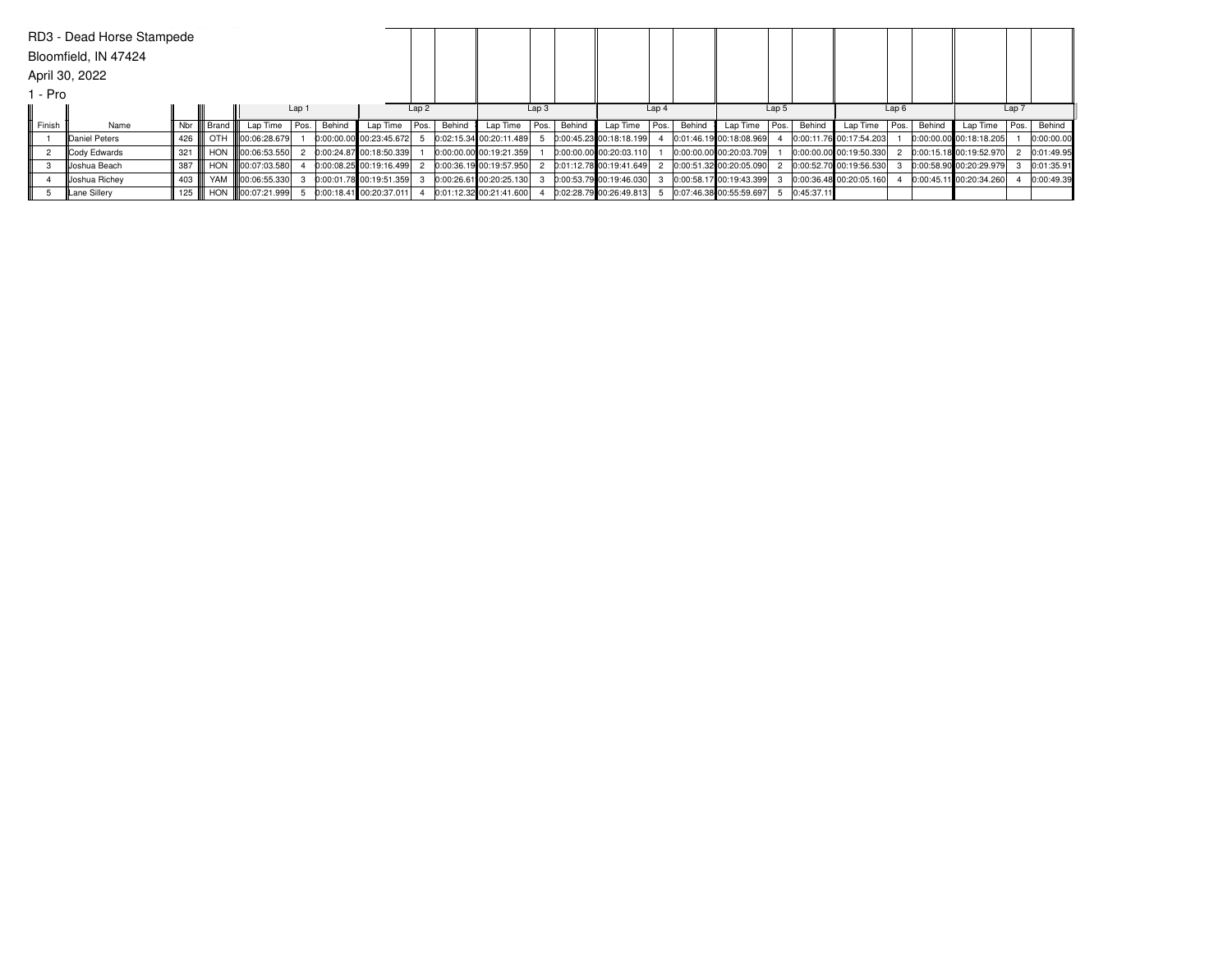RD3 - Dead Horse Stampede

Bloomfield, IN 47424

April 30, 2022

1 - Pro

| | | | | Lap 1 | | | Lap 2 | | | Lap 3 | | | Lap 4 | | | Lap 5 | | | Lap 6 | | | Lap 7 | | |
|---|---|---|---|---|---|---|---|---|---|---|---|---|---|---|---|---|---|---|---|---|---|---|---|---|
| Finish | Name | Nbr | Brand | Lap Time | Pos. | Behind | Lap Time | Pos. | Behind | Lap Time | Pos. | Behind | Lap Time | Pos. | Behind | Lap Time | Pos. | Behind | Lap Time | Pos. | Behind | Lap Time | Pos. | Behind |
| 1 | Daniel Peters | 426 | OTH | 00:06:28.679 | 1 | 0:00:00.00 | 00:23:45.672 | 5 | 0:02:15.34 | 00:20:11.489 | 5 | 0:00:45.23 | 00:18:18.199 | 4 | 0:01:46.19 | 00:18:08.969 | 4 | 0:00:11.76 | 00:17:54.203 | 1 | 0:00:00.00 | 00:18:18.205 | 1 | 0:00:00.00 |
| 2 | Cody Edwards | 321 | HON | 00:06:53.550 | 2 | 0:00:24.87 | 00:18:50.339 | 1 | 0:00:00.00 | 00:19:21.359 | 1 | 0:00:00.00 | 00:20:03.110 | 1 | 0:00:00.00 | 00:20:03.709 | 1 | 0:00:00.00 | 00:19:50.330 | 2 | 0:00:15.18 | 00:19:52.970 | 2 | 0:01:49.95 |
| 3 | Joshua Beach | 387 | HON | 00:07:03.580 | 4 | 0:00:08.25 | 00:19:16.499 | 2 | 0:00:36.19 | 00:19:57.950 | 2 | 0:01:12.78 | 00:19:41.649 | 2 | 0:00:51.32 | 00:20:05.090 | 2 | 0:00:52.70 | 00:19:56.530 | 3 | 0:00:58.90 | 00:20:29.979 | 3 | 0:01:35.91 |
| 4 | Joshua Richey | 403 | YAM | 00:06:55.330 | 3 | 0:00:01.78 | 00:19:51.359 | 3 | 0:00:26.61 | 00:20:25.130 | 3 | 0:00:53.79 | 00:19:46.030 | 3 | 0:00:58.17 | 00:19:43.399 | 3 | 0:00:36.48 | 00:20:05.160 | 4 | 0:00:45.11 | 00:20:34.260 | 4 | 0:00:49.39 |
| 5 | Lane Sillery | 125 | HON | 00:07:21.999 | 5 | 0:00:18.41 | 00:20:37.011 | 4 | 0:01:12.32 | 00:21:41.600 | 4 | 0:02:28.79 | 00:26:49.813 | 5 | 0:07:46.38 | 00:55:59.697 | 5 | 0:45:37.11 | | | | | | |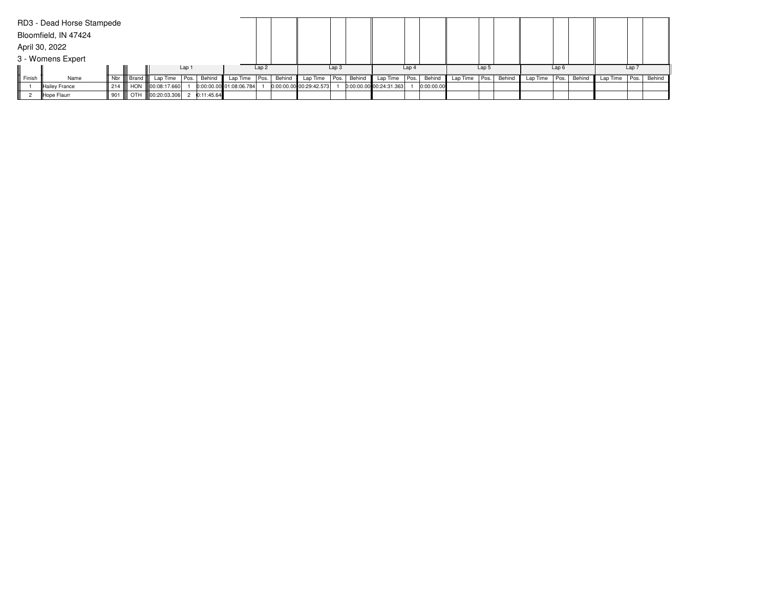RD3 - Dead Horse Stampede

Bloomfield, IN 47424

April 30, 2022

3 - Womens Expert

| | | | | Lap 1 | | | Lap 2 | | | Lap 3 | | | Lap 4 | | | Lap 5 | | | Lap 6 | | | Lap 7 | | |
|---|---|---|---|---|---|---|---|---|---|---|---|---|---|---|---|---|---|---|---|---|---|---|---|---|
| Finish | Name | Nbr | Brand | Lap Time | Pos. | Behind | Lap Time | Pos. | Behind | Lap Time | Pos. | Behind | Lap Time | Pos. | Behind | Lap Time | Pos. | Behind | Lap Time | Pos. | Behind | Lap Time | Pos. | Behind |
| 1 | Hailey France | 214 | HON | 00:08:17.660 | 1 | 0:00:00.00 | 01:08:06.784 | 1 | 0:00:00.00 | 00:29:42.573 | 1 | 0:00:00.00 | 00:24:31.363 | 1 | 0:00:00.00 | | | | | | | | | |
| 2 | Hope Flaurr | 901 | OTH | 00:20:03.306 | 2 | 0:11:45.64 | | | | | | | | | | | | | | | | | | |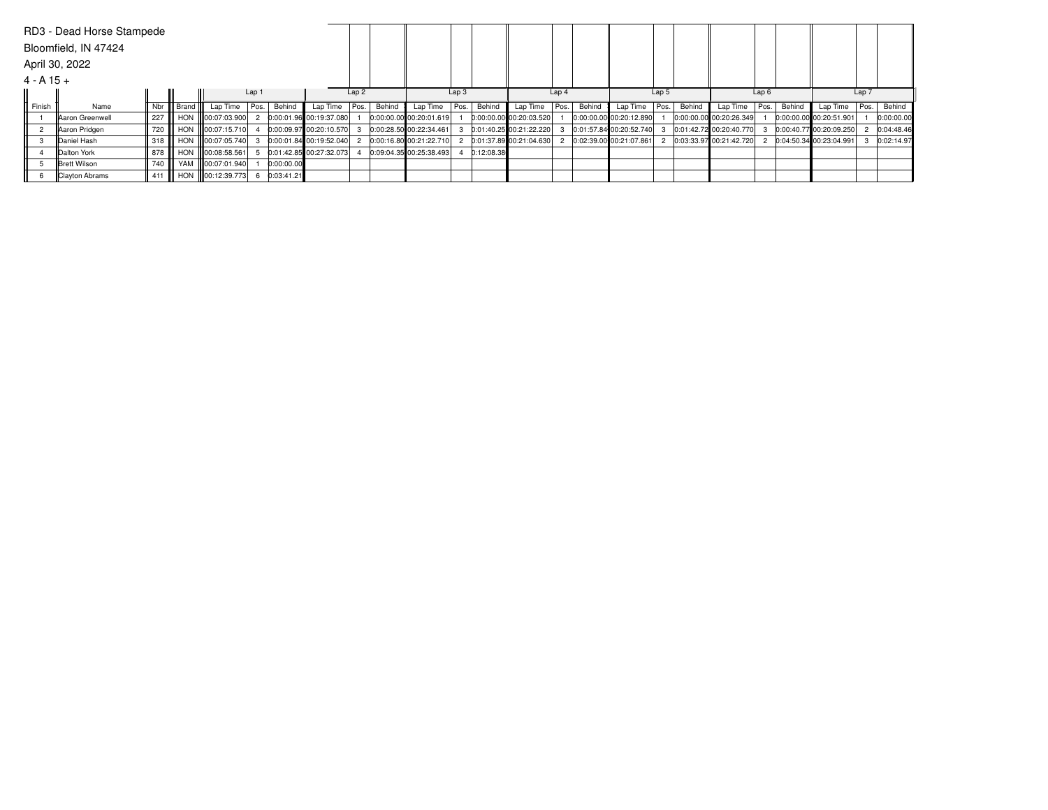RD3 - Dead Horse Stampede

Bloomfield, IN 47424

April 30, 2022

4 - A 15 +

| Finish | Name | Nbr | Brand | Lap 1 | | | Lap 2 | | | Lap 3 | | | Lap 4 | | | Lap 5 | | | Lap 6 | | | Lap 7 | | |
|---|---|---|---|---|---|---|---|---|---|---|---|---|---|---|---|---|---|---|---|---|---|---|---|---|
| | | | | Lap Time | Pos. | Behind | Lap Time | Pos. | Behind | Lap Time | Pos. | Behind | Lap Time | Pos. | Behind | Lap Time | Pos. | Behind | Lap Time | Pos. | Behind | Lap Time | Pos. | Behind |
| 1 | Aaron Greenwell | 227 | HON | 00:07:03.900 | 2 | 0:00:01.96 | 00:19:37.080 | 1 | 0:00:00.00 | 00:20:01.619 | 1 | 0:00:00.00 | 00:20:03.520 | 1 | 0:00:00.00 | 00:20:12.890 | 1 | 0:00:00.00 | 00:20:26.349 | 1 | 0:00:00.00 | 00:20:51.901 | 1 | 0:00:00.00 |
| 2 | Aaron Pridgen | 720 | HON | 00:07:15.710 | 4 | 0:00:09.97 | 00:20:10.570 | 3 | 0:00:28.50 | 00:22:34.461 | 3 | 0:01:40.25 | 00:21:22.220 | 3 | 0:01:57.84 | 00:20:52.740 | 3 | 0:01:42.72 | 00:20:40.770 | 3 | 0:00:40.77 | 00:20:09.250 | 2 | 0:04:48.46 |
| 3 | Daniel Hash | 318 | HON | 00:07:05.740 | 3 | 0:00:01.84 | 00:19:52.040 | 2 | 0:00:16.80 | 00:21:22.710 | 2 | 0:01:37.89 | 00:21:04.630 | 2 | 0:02:39.00 | 00:21:07.861 | 2 | 0:03:33.97 | 00:21:42.720 | 2 | 0:04:50.34 | 00:23:04.991 | 3 | 0:02:14.97 |
| 4 | Dalton York | 878 | HON | 00:08:58.561 | 5 | 0:01:42.85 | 00:27:32.073 | 4 | 0:09:04.35 | 00:25:38.493 | 4 | 0:12:08.38 | | | | | | | | | | | | |
| 5 | Brett Wilson | 740 | YAM | 00:07:01.940 | 1 | 0:00:00.00 | | | | | | | | | | | | | | | | | | |
| 6 | Clayton Abrams | 411 | HON | 00:12:39.773 | 6 | 0:03:41.21 | | | | | | | | | | | | | | | | | | |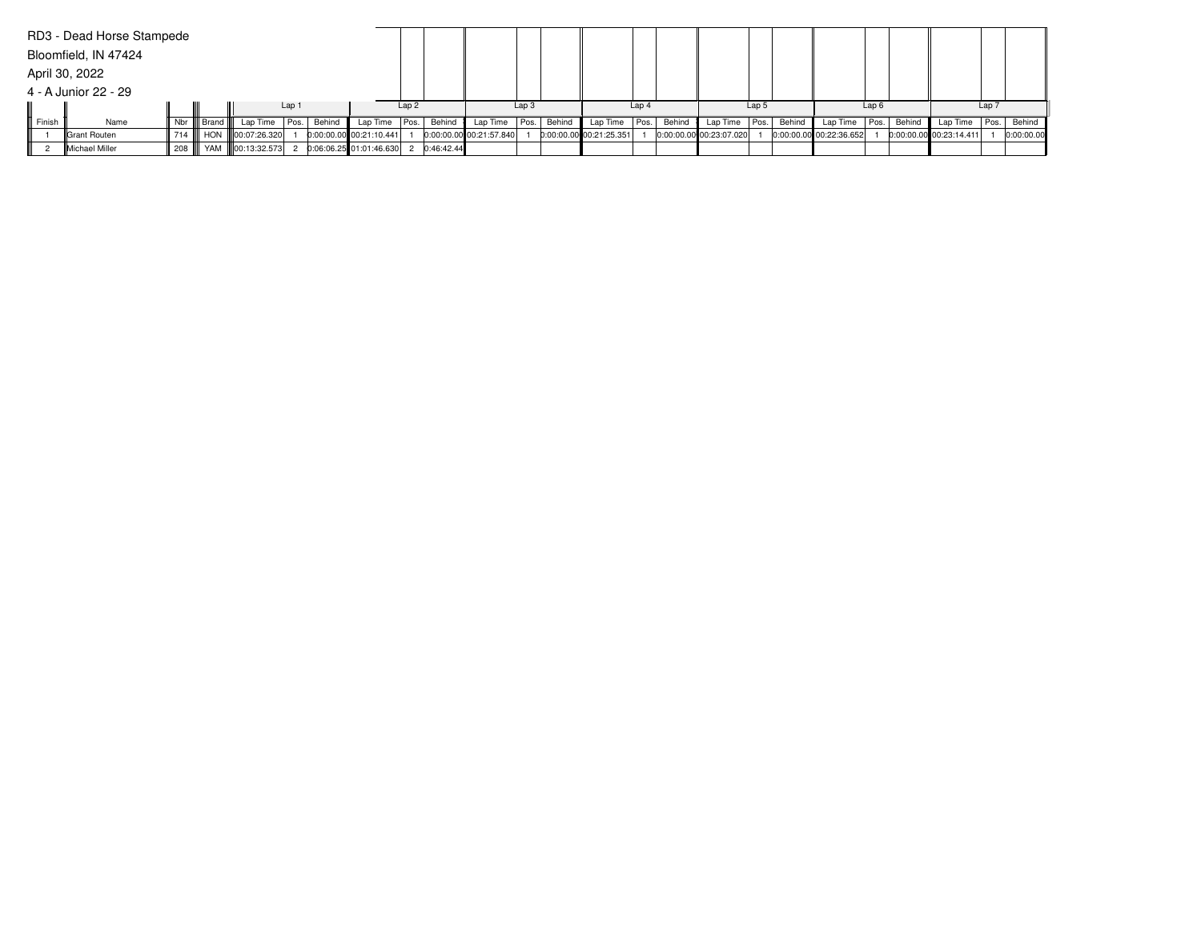RD3 - Dead Horse Stampede

Bloomfield, IN 47424

April 30, 2022

4 - A Junior 22 - 29

| | | | | Lap 1 | | | Lap 2 | | | Lap 3 | | | Lap 4 | | | Lap 5 | | | Lap 6 | | | Lap 7 | | |
|---|---|---|---|---|---|---|---|---|---|---|---|---|---|---|---|---|---|---|---|---|---|---|---|---|
| Finish | Name | Nbr | Brand | Lap Time | Pos. | Behind | Lap Time | Pos. | Behind | Lap Time | Pos. | Behind | Lap Time | Pos. | Behind | Lap Time | Pos. | Behind | Lap Time | Pos. | Behind | Lap Time | Pos. | Behind |
| 1 | Grant Routen | 714 | HON | 00:07:26.320 | 1 | 0:00:00.00 | 00:21:10.441 | 1 | 0:00:00.00 | 00:21:57.840 | 1 | 0:00:00.00 | 00:21:25.351 | 1 | 0:00:00.00 | 00:23:07.020 | 1 | 0:00:00.00 | 00:22:36.652 | 1 | 0:00:00.00 | 00:23:14.411 | 1 | 0:00:00.00 |
| 2 | Michael Miller | 208 | YAM | 00:13:32.573 | 2 | 0:06:06.25 | 01:01:46.630 | 2 | 0:46:42.44 | | | | | | | | | | | | | | | |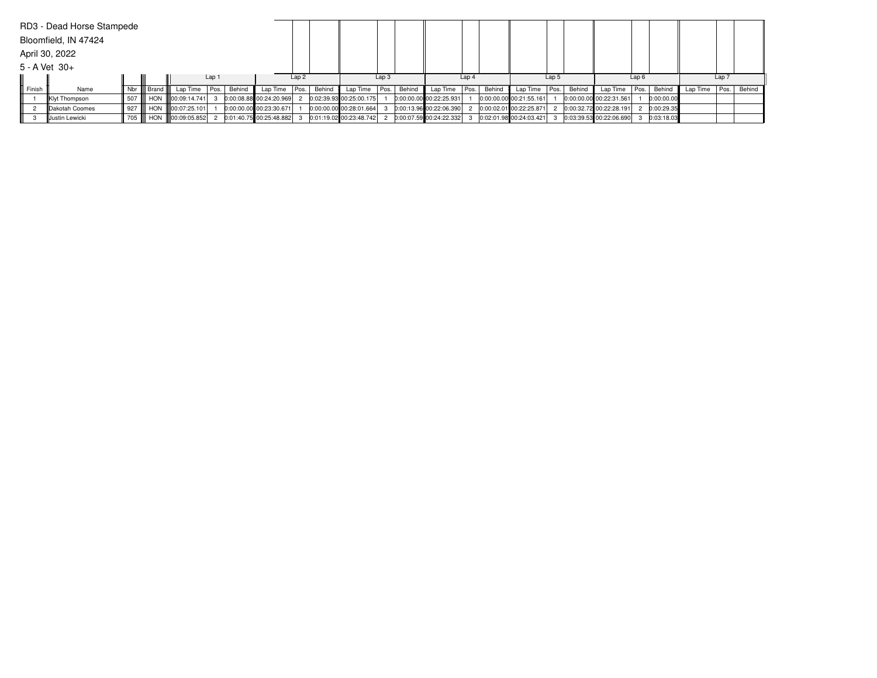RD3 - Dead Horse Stampede

Bloomfield, IN 47424

April 30, 2022

5 - A Vet 30+

| Finish | Name | Nbr | Brand | Lap 1 | | | Lap 2 | | | Lap 3 | | | Lap 4 | | | Lap 5 | | | Lap 6 | | | Lap 7 | | |
|---|---|---|---|---|---|---|---|---|---|---|---|---|---|---|---|---|---|---|---|---|---|---|---|---|
| | | | | Lap Time | Pos. | Behind | Lap Time | Pos. | Behind | Lap Time | Pos. | Behind | Lap Time | Pos. | Behind | Lap Time | Pos. | Behind | Lap Time | Pos. | Behind | Lap Time | Pos. | Behind |
| 1 | Klyt Thompson | 507 | HON | 00:09:14.741 | 3 | 0:00:08.88 | 00:24:20.969 | 2 | 0:02:39.93 | 00:25:00.175 | 1 | 0:00:00.00 | 00:22:25.931 | 1 | 0:00:00.00 | 00:21:55.161 | 1 | 0:00:00.00 | 00:22:31.561 | 1 | 0:00:00.00 | | | |
| 2 | Dakotah Coomes | 927 | HON | 00:07:25.101 | 1 | 0:00:00.00 | 00:23:30.671 | 1 | 0:00:00.00 | 00:28:01.664 | 3 | 0:00:13.96 | 00:22:06.390 | 2 | 0:00:02.01 | 00:22:25.871 | 2 | 0:00:32.72 | 00:22:28.191 | 2 | 0:00:29.35 | | | |
| 3 | Justin Lewicki | 705 | HON | 00:09:05.852 | 2 | 0:01:40.75 | 00:25:48.882 | 3 | 0:01:19.02 | 00:23:48.742 | 2 | 0:00:07.59 | 00:24:22.332 | 3 | 0:02:01.98 | 00:24:03.421 | 3 | 0:03:39.53 | 00:22:06.690 | 3 | 0:03:18.03 | | | |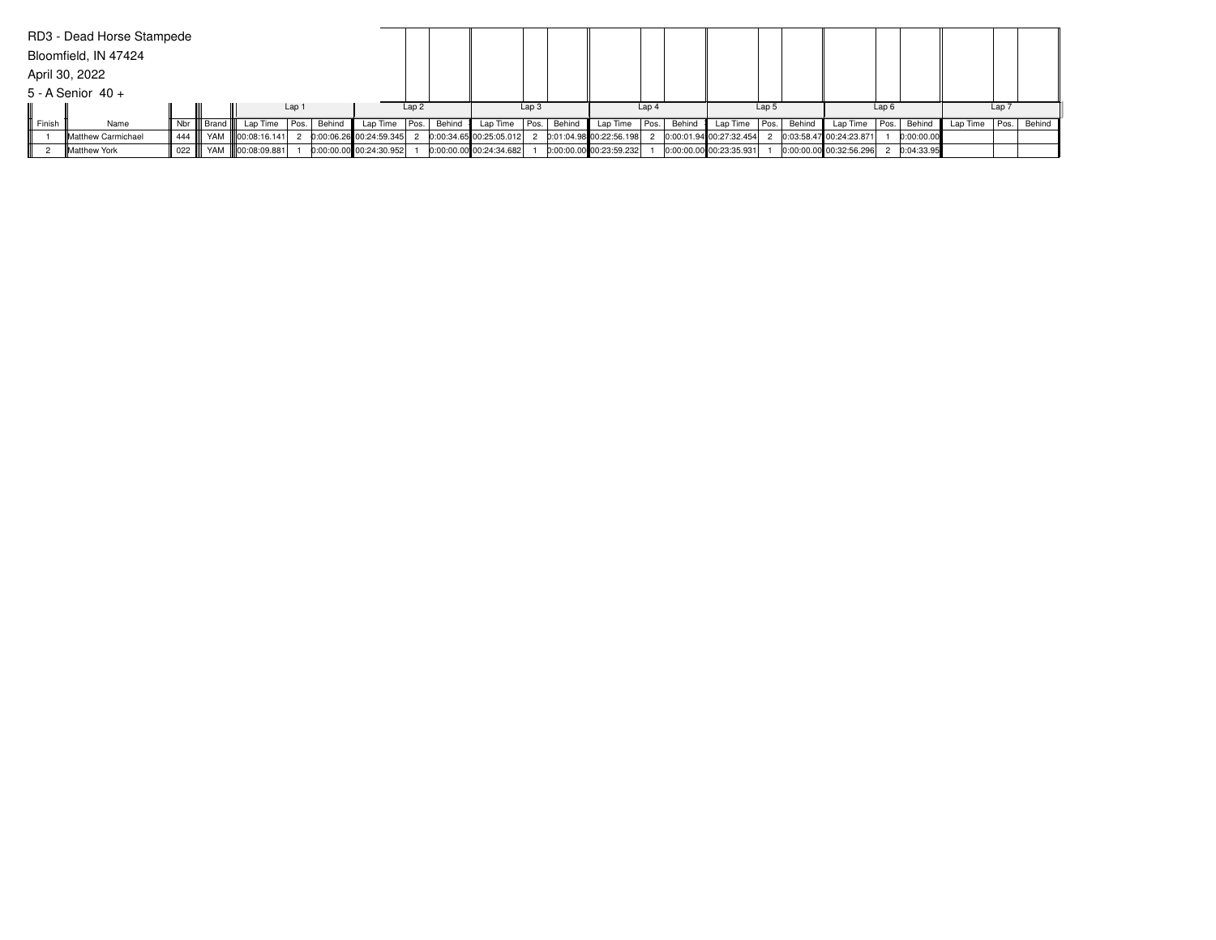RD3 - Dead Horse Stampede

Bloomfield, IN 47424

April 30, 2022

5 - A Senior 40 +

| Finish | Name | Nbr | Brand | Lap 1 | | | Lap 2 | | | Lap 3 | | | Lap 4 | | | Lap 5 | | | Lap 6 | | | Lap 7 | | |
|---|---|---|---|---|---|---|---|---|---|---|---|---|---|---|---|---|---|---|---|---|---|---|---|---|
| | | | | Lap Time | Pos. | Behind | Lap Time | Pos. | Behind | Lap Time | Pos. | Behind | Lap Time | Pos. | Behind | Lap Time | Pos. | Behind | Lap Time | Pos. | Behind | Lap Time | Pos. | Behind |
| 1 | Matthew Carmichael | 444 | YAM | 00:08:16.141 | 2 | 0:00:06.26 | 00:24:59.345 | 2 | 0:00:34.65 | 00:25:05.012 | 2 | 0:01:04.98 | 00:22:56.198 | 2 | 0:00:01.94 | 00:27:32.454 | 2 | 0:03:58.47 | 00:24:23.871 | 1 | 0:00:00.00 | | | |
| 2 | Matthew York | 022 | YAM | 00:08:09.881 | 1 | 0:00:00.00 | 00:24:30.952 | 1 | 0:00:00.00 | 00:24:34.682 | 1 | 0:00:00.00 | 00:23:59.232 | 1 | 0:00:00.00 | 00:23:35.931 | 1 | 0:00:00.00 | 00:32:56.296 | 2 | 0:04:33.95 | | | |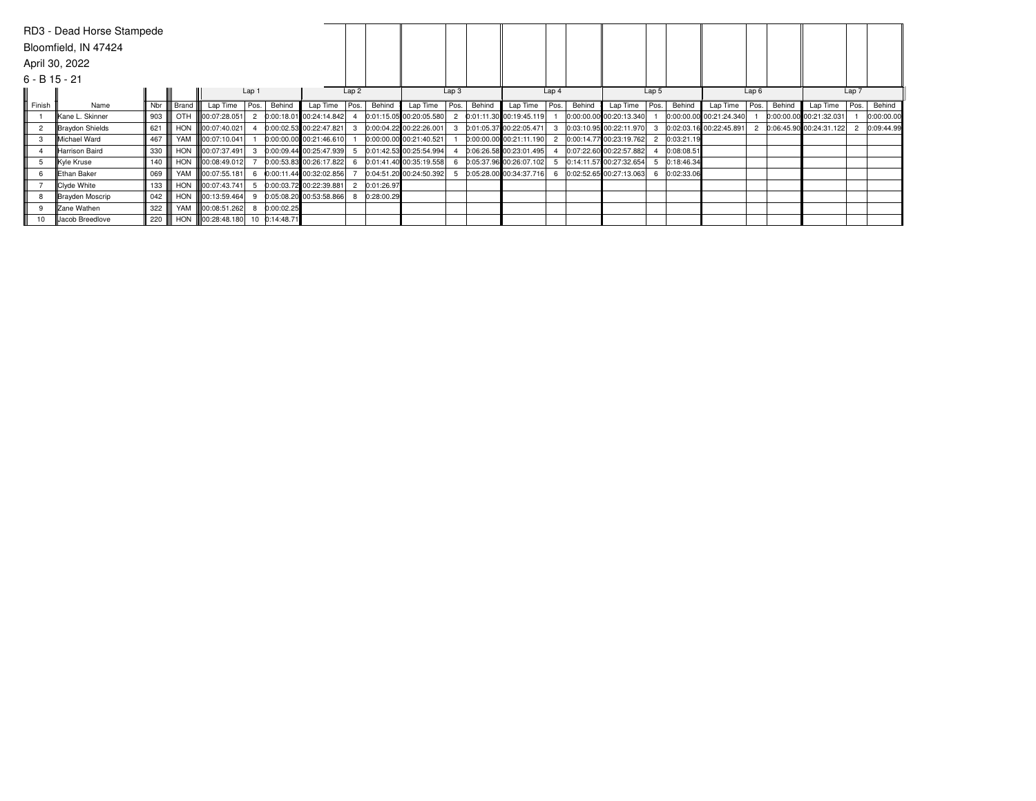RD3 - Dead Horse Stampede

Bloomfield, IN 47424

April 30, 2022

6 - B 15 - 21

| | | | | Lap 1 | | | Lap 2 | | | Lap 3 | | | Lap 4 | | | Lap 5 | | | Lap 6 | | | Lap 7 | | |
|---|---|---|---|---|---|---|---|---|---|---|---|---|---|---|---|---|---|---|---|---|---|---|---|---|
| Finish | Name | Nbr | Brand | Lap Time | Pos. | Behind | Lap Time | Pos. | Behind | Lap Time | Pos. | Behind | Lap Time | Pos. | Behind | Lap Time | Pos. | Behind | Lap Time | Pos. | Behind | Lap Time | Pos. | Behind |
| 1 | Kane L. Skinner | 903 | OTH | 00:07:28.051 | 2 | 0:00:18.01 | 00:24:14.842 | 4 | 0:01:15.05 | 00:20:05.580 | 2 | 0:01:11.30 | 00:19:45.119 | 1 | 0:00:00.00 | 00:20:13.340 | 1 | 0:00:00.00 | 00:21:24.340 | 1 | 0:00:00.00 | 00:21:32.031 | 1 | 0:00:00.00 |
| 2 | Braydon Shields | 621 | HON | 00:07:40.021 | 4 | 0:00:02.53 | 00:22:47.821 | 3 | 0:00:04.22 | 00:22:26.001 | 3 | 0:01:05.37 | 00:22:05.471 | 3 | 0:03:10.95 | 00:22:11.970 | 3 | 0:02:03.16 | 00:22:45.891 | 2 | 0:06:45.90 | 00:24:31.122 | 2 | 0:09:44.99 |
| 3 | Michael Ward | 467 | YAM | 00:07:10.041 | 1 | 0:00:00.00 | 00:21:46.610 | 1 | 0:00:00.00 | 00:21:40.521 | 1 | 0:00:00.00 | 00:21:11.190 | 2 | 0:00:14.77 | 00:23:19.762 | 2 | 0:03:21.19 | | | | | | |
| 4 | Harrison Baird | 330 | HON | 00:07:37.491 | 3 | 0:00:09.44 | 00:25:47.939 | 5 | 0:01:42.53 | 00:25:54.994 | 4 | 0:06:26.58 | 00:23:01.495 | 4 | 0:07:22.60 | 00:22:57.882 | 4 | 0:08:08.51 | | | | | | |
| 5 | Kyle Kruse | 140 | HON | 00:08:49.012 | 7 | 0:00:53.83 | 00:26:17.822 | 6 | 0:01:41.40 | 00:35:19.558 | 6 | 0:05:37.96 | 00:26:07.102 | 5 | 0:14:11.57 | 00:27:32.654 | 5 | 0:18:46.34 | | | | | | |
| 6 | Ethan Baker | 069 | YAM | 00:07:55.181 | 6 | 0:00:11.44 | 00:32:02.856 | 7 | 0:04:51.20 | 00:24:50.392 | 5 | 0:05:28.00 | 00:34:37.716 | 6 | 0:02:52.65 | 00:27:13.063 | 6 | 0:02:33.06 | | | | | | |
| 7 | Clyde White | 133 | HON | 00:07:43.741 | 5 | 0:00:03.72 | 00:22:39.881 | 2 | 0:01:26.97 | | | | | | | | | | | | | | | |
| 8 | Brayden Moscrip | 042 | HON | 00:13:59.464 | 9 | 0:05:08.20 | 00:53:58.866 | 8 | 0:28:00.29 | | | | | | | | | | | | | | | |
| 9 | Zane Wathen | 322 | YAM | 00:08:51.262 | 8 | 0:00:02.25 | | | | | | | | | | | | | | | | | | |
| 10 | Jacob Breedlove | 220 | HON | 00:28:48.180 | 10 | 0:14:48.71 | | | | | | | | | | | | | | | | | | |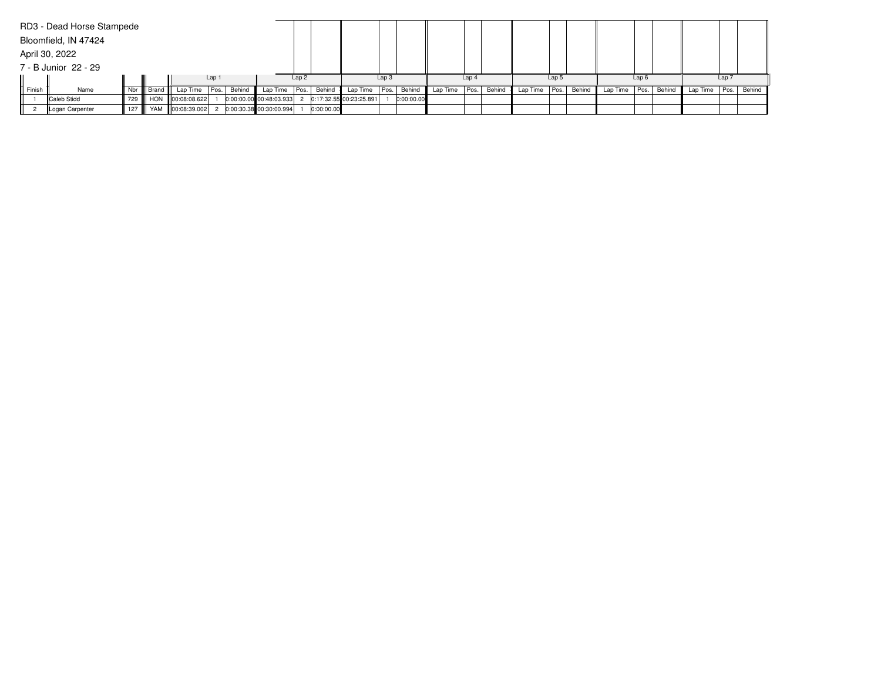RD3 - Dead Horse Stampede

Bloomfield, IN 47424

April 30, 2022

7 - B Junior 22 - 29

| | | | | Lap 1 | | | Lap 2 | | | Lap 3 | | | Lap 4 | | | Lap 5 | | | Lap 6 | | | Lap 7 | | |
|---|---|---|---|---|---|---|---|---|---|---|---|---|---|---|---|---|---|---|---|---|---|---|---|---|
| Finish | Name | Nbr | Brand | Lap Time | Pos. | Behind | Lap Time | Pos. | Behind | Lap Time | Pos. | Behind | Lap Time | Pos. | Behind | Lap Time | Pos. | Behind | Lap Time | Pos. | Behind | Lap Time | Pos. | Behind |
| 1 | Caleb Stidd | 729 | HON | 00:08:08.622 | 1 | 0:00:00.00 | 00:48:03.933 | 2 | 0:17:32.55 | 00:23:25.891 | 1 | 0:00:00.00 | | | | | | | | | | | | |
| 2 | Logan Carpenter | 127 | YAM | 00:08:39.002 | 2 | 0:00:30.38 | 00:30:00.994 | 1 | 0:00:00.00 | | | | | | | | | | | | | | | |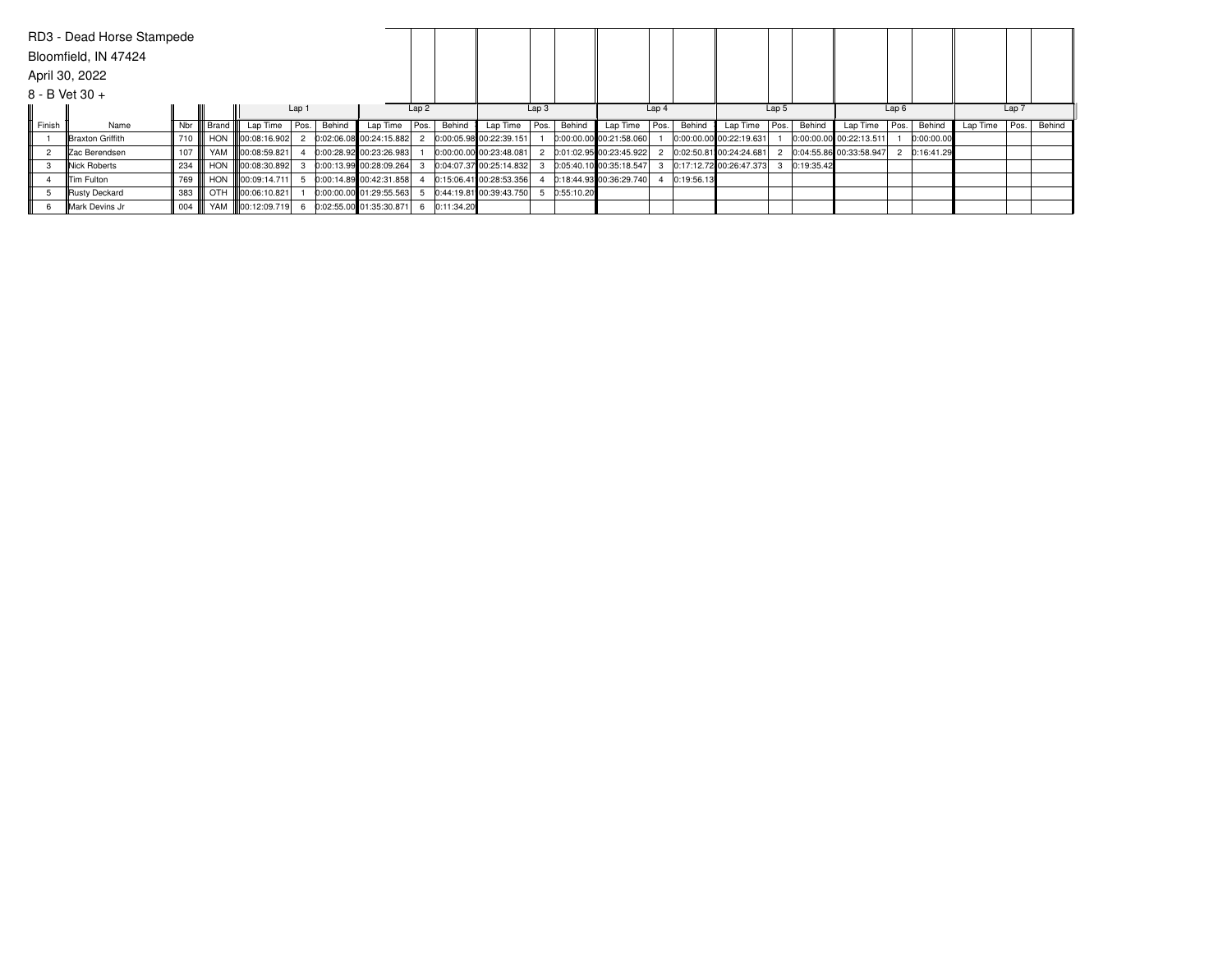RD3 - Dead Horse Stampede

Bloomfield, IN 47424

April 30, 2022

8 - B Vet 30 +

| | | | | Lap 1 | | | Lap 2 | | | Lap 3 | | | Lap 4 | | | Lap 5 | | | Lap 6 | | | Lap 7 | | |
|---|---|---|---|---|---|---|---|---|---|---|---|---|---|---|---|---|---|---|---|---|---|---|---|---|
| Finish | Name | Nbr | Brand | Lap Time | Pos. | Behind | Lap Time | Pos. | Behind | Lap Time | Pos. | Behind | Lap Time | Pos. | Behind | Lap Time | Pos. | Behind | Lap Time | Pos. | Behind | Lap Time | Pos. | Behind |
| 1 | Braxton Griffith | 710 | HON | 00:08:16.902 | 2 | 0:02:06.08 | 00:24:15.882 | 2 | 0:00:05.98 | 00:22:39.151 | 1 | 0:00:00.00 | 00:21:58.060 | 1 | 0:00:00.00 | 00:22:19.631 | 1 | 0:00:00.00 | 00:22:13.511 | 1 | 0:00:00.00 | | | |
| 2 | Zac Berendsen | 107 | YAM | 00:08:59.821 | 4 | 0:00:28.92 | 00:23:26.983 | 1 | 0:00:00.00 | 00:23:48.081 | 2 | 0:01:02.95 | 00:23:45.922 | 2 | 0:02:50.81 | 00:24:24.681 | 2 | 0:04:55.86 | 00:33:58.947 | 2 | 0:16:41.29 | | | |
| 3 | Nick Roberts | 234 | HON | 00:08:30.892 | 3 | 0:00:13.99 | 00:28:09.264 | 3 | 0:04:07.37 | 00:25:14.832 | 3 | 0:05:40.10 | 00:35:18.547 | 3 | 0:17:12.72 | 00:26:47.373 | 3 | 0:19:35.42 | | | | | | |
| 4 | Tim Fulton | 769 | HON | 00:09:14.711 | 5 | 0:00:14.89 | 00:42:31.858 | 4 | 0:15:06.41 | 00:28:53.356 | 4 | 0:18:44.93 | 00:36:29.740 | 4 | 0:19:56.13 | | | | | | | | | |
| 5 | Rusty Deckard | 383 | OTH | 00:06:10.821 | 1 | 0:00:00.00 | 01:29:55.563 | 5 | 0:44:19.81 | 00:39:43.750 | 5 | 0:55:10.20 | | | | | | | | | | | | |
| 6 | Mark Devins Jr | 004 | YAM | 00:12:09.719 | 6 | 0:02:55.00 | 01:35:30.871 | 6 | 0:11:34.20 | | | | | | | | | | | | | | | |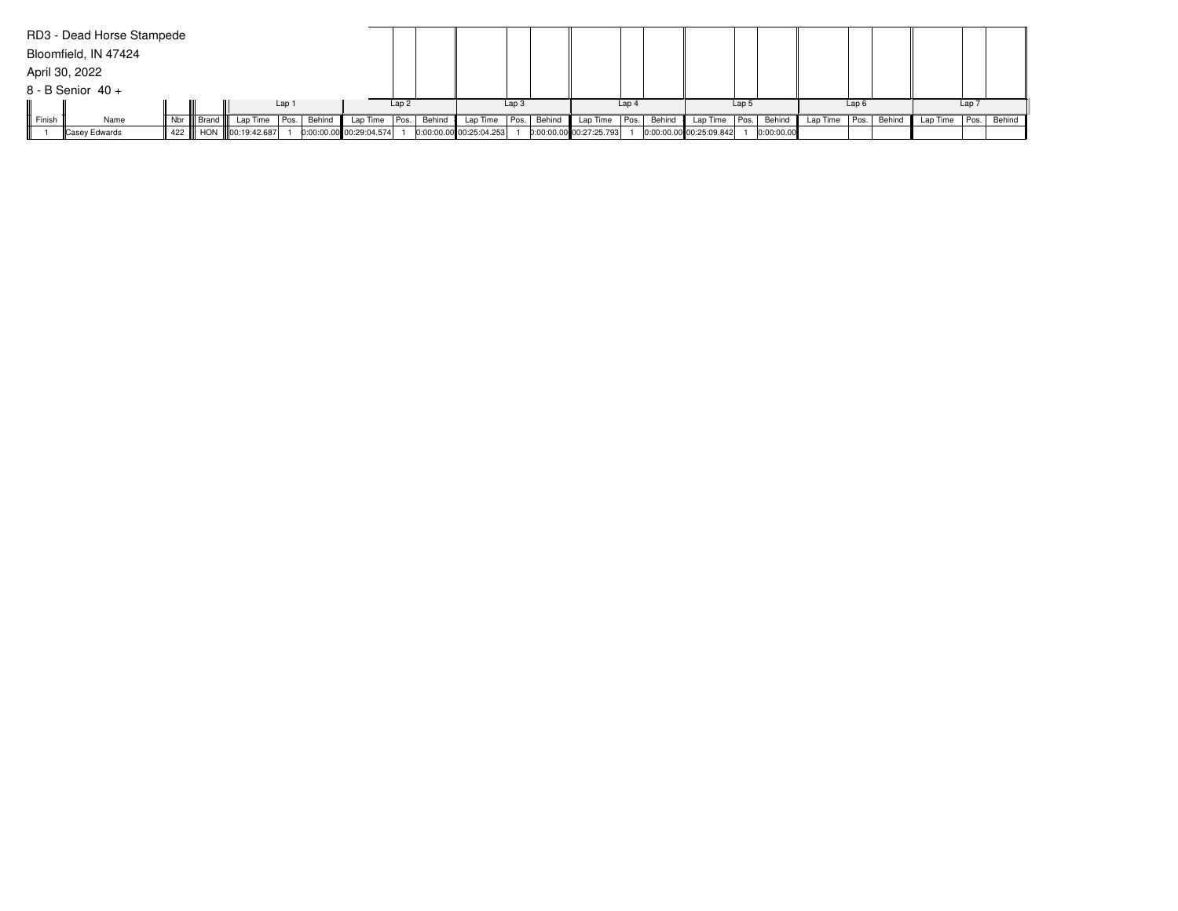RD3 - Dead Horse Stampede

Bloomfield, IN 47424

April 30, 2022

8 - B Senior 40 +

| | | | | Lap 1 | | | Lap 2 | | | Lap 3 | | | Lap 4 | | | Lap 5 | | | Lap 6 | | | Lap 7 | | |
|---|---|---|---|---|---|---|---|---|---|---|---|---|---|---|---|---|---|---|---|---|---|---|---|---|
| Finish | Name | Nbr | Brand | Lap Time | Pos. | Behind | Lap Time | Pos. | Behind | Lap Time | Pos. | Behind | Lap Time | Pos. | Behind | Lap Time | Pos. | Behind | Lap Time | Pos. | Behind | Lap Time | Pos. | Behind |
| 1 | Casey Edwards | 422 | HON | 00:19:42.687 | 1 | 0:00:00.00 | 00:29:04.574 | 1 | 0:00:00.00 | 00:25:04.253 | 1 | 0:00:00.00 | 00:27:25.793 | 1 | 0:00:00.00 | 00:25:09.842 | 1 | 0:00:00.00 | | | | | | |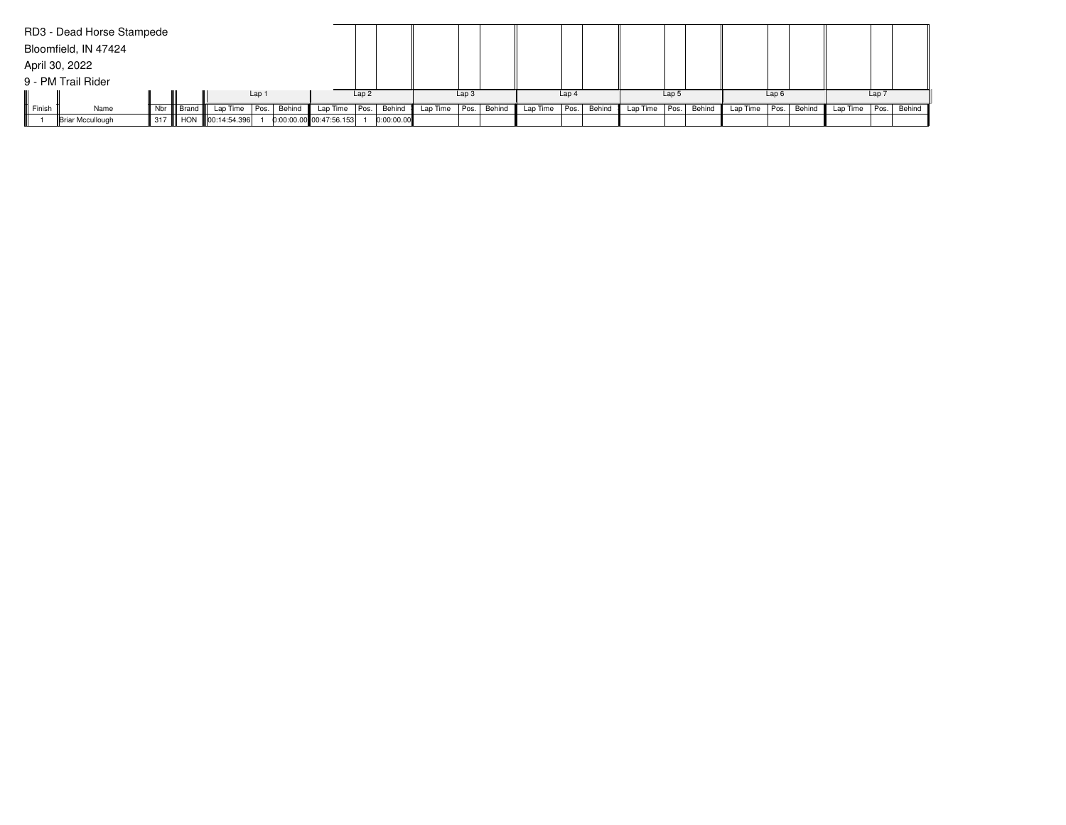RD3 - Dead Horse Stampede

Bloomfield, IN 47424

April 30, 2022

9 - PM Trail Rider

| | | | | Lap 1 | | | Lap 2 | | | Lap 3 | | | Lap 4 | | | Lap 5 | | | Lap 6 | | | Lap 7 | | |
|---|---|---|---|---|---|---|---|---|---|---|---|---|---|---|---|---|---|---|---|---|---|---|---|---|
| Finish | Name | Nbr | Brand | Lap Time | Pos. | Behind | Lap Time | Pos. | Behind | Lap Time | Pos. | Behind | Lap Time | Pos. | Behind | Lap Time | Pos. | Behind | Lap Time | Pos. | Behind | Lap Time | Pos. | Behind |
| 1 | Briar Mccullough | 317 | HON | 00:14:54.396 | 1 | 0:00:00.00 | 00:47:56.153 | 1 | 0:00:00.00 | | | | | | | | | | | | | | | |